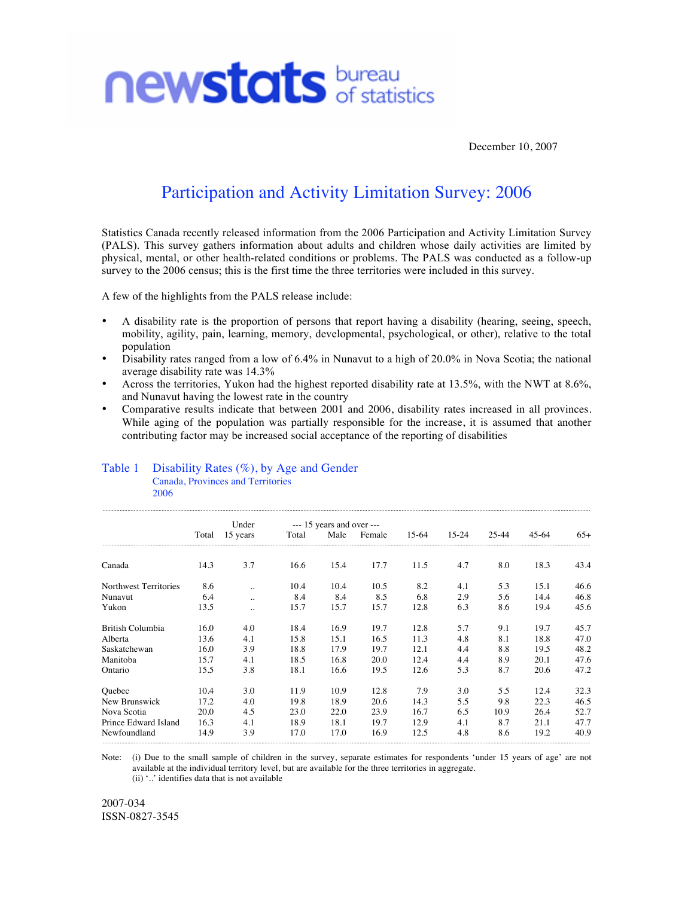newstats bureau of statistics

December 10, 2007

# Participation and Activity Limitation Survey: 2006

Statistics Canada recently released information from the 2006 Participation and Activity Limitation Survey (PALS). This survey gathers information about adults and children whose daily activities are limited by physical, mental, or other health-related conditions or problems. The PALS was conducted as a follow-up survey to the 2006 census; this is the first time the three territories were included in this survey.

A few of the highlights from the PALS release include:

- A disability rate is the proportion of persons that report having a disability (hearing, seeing, speech, mobility, agility, pain, learning, memory, developmental, psychological, or other), relative to the total population
- Disability rates ranged from a low of 6.4% in Nunavut to a high of 20.0% in Nova Scotia; the national average disability rate was 14.3%
- Across the territories, Yukon had the highest reported disability rate at 13.5%, with the NWT at 8.6%, and Nunavut having the lowest rate in the country
- Comparative results indicate that between 2001 and 2006, disability rates increased in all provinces. While aging of the population was partially responsible for the increase, it is assumed that another contributing factor may be increased social acceptance of the reporting of disabilities

## Table 1 Disability Rates (%), by Age and Gender
Canada, Provinces and Territories
2006

| | Total | Under 15 years | --- 15 years and over --- Total | Male | Female | 15-64 | 15-24 | 25-44 | 45-64 | 65+ |
|---|---|---|---|---|---|---|---|---|---|---|
| Canada | 14.3 | 3.7 | 16.6 | 15.4 | 17.7 | 11.5 | 4.7 | 8.0 | 18.3 | 43.4 |
| Northwest Territories | 8.6 | .. | 10.4 | 10.4 | 10.5 | 8.2 | 4.1 | 5.3 | 15.1 | 46.6 |
| Nunavut | 6.4 | .. | 8.4 | 8.4 | 8.5 | 6.8 | 2.9 | 5.6 | 14.4 | 46.8 |
| Yukon | 13.5 | .. | 15.7 | 15.7 | 15.7 | 12.8 | 6.3 | 8.6 | 19.4 | 45.6 |
| British Columbia | 16.0 | 4.0 | 18.4 | 16.9 | 19.7 | 12.8 | 5.7 | 9.1 | 19.7 | 45.7 |
| Alberta | 13.6 | 4.1 | 15.8 | 15.1 | 16.5 | 11.3 | 4.8 | 8.1 | 18.8 | 47.0 |
| Saskatchewan | 16.0 | 3.9 | 18.8 | 17.9 | 19.7 | 12.1 | 4.4 | 8.8 | 19.5 | 48.2 |
| Manitoba | 15.7 | 4.1 | 18.5 | 16.8 | 20.0 | 12.4 | 4.4 | 8.9 | 20.1 | 47.6 |
| Ontario | 15.5 | 3.8 | 18.1 | 16.6 | 19.5 | 12.6 | 5.3 | 8.7 | 20.6 | 47.2 |
| Quebec | 10.4 | 3.0 | 11.9 | 10.9 | 12.8 | 7.9 | 3.0 | 5.5 | 12.4 | 32.3 |
| New Brunswick | 17.2 | 4.0 | 19.8 | 18.9 | 20.6 | 14.3 | 5.5 | 9.8 | 22.3 | 46.5 |
| Nova Scotia | 20.0 | 4.5 | 23.0 | 22.0 | 23.9 | 16.7 | 6.5 | 10.9 | 26.4 | 52.7 |
| Prince Edward Island | 16.3 | 4.1 | 18.9 | 18.1 | 19.7 | 12.9 | 4.1 | 8.7 | 21.1 | 47.7 |
| Newfoundland | 14.9 | 3.9 | 17.0 | 17.0 | 16.9 | 12.5 | 4.8 | 8.6 | 19.2 | 40.9 |

Note: (i) Due to the small sample of children in the survey, separate estimates for respondents 'under 15 years of age' are not available at the individual territory level, but are available for the three territories in aggregate.
(ii) '..' identifies data that is not available

2007-034
ISSN-0827-3545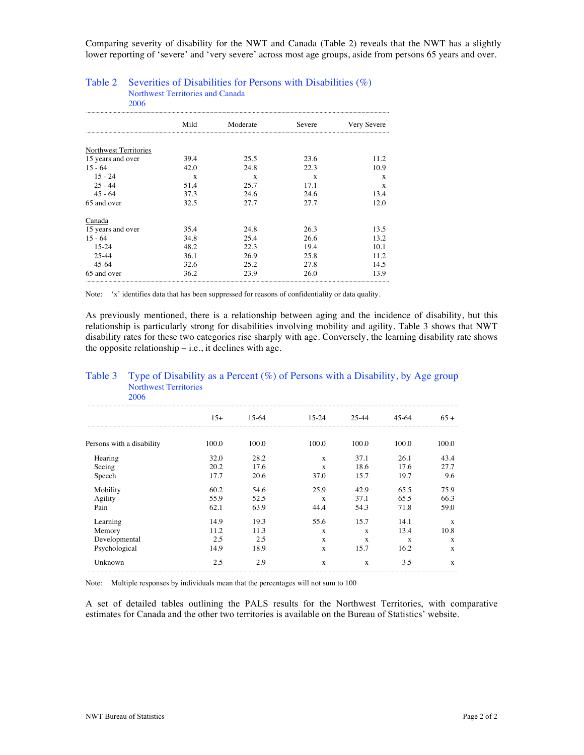Comparing severity of disability for the NWT and Canada (Table 2) reveals that the NWT has a slightly lower reporting of 'severe' and 'very severe' across most age groups, aside from persons 65 years and over.

### Table 2 Severities of Disabilities for Persons with Disabilities (%)
Northwest Territories and Canada
2006

| | Mild | Moderate | Severe | Very Severe |
|---|---|---|---|---|
| Northwest Territories | | | | |
| 15 years and over | 39.4 | 25.5 | 23.6 | 11.2 |
| 15 - 64 | 42.0 | 24.8 | 22.3 | 10.9 |
| 15 - 24 | x | x | x | x |
| 25 - 44 | 51.4 | 25.7 | 17.1 | x |
| 45 - 64 | 37.3 | 24.6 | 24.6 | 13.4 |
| 65 and over | 32.5 | 27.7 | 27.7 | 12.0 |
| Canada | | | | |
| 15 years and over | 35.4 | 24.8 | 26.3 | 13.5 |
| 15 - 64 | 34.8 | 25.4 | 26.6 | 13.2 |
| 15-24 | 48.2 | 22.3 | 19.4 | 10.1 |
| 25-44 | 36.1 | 26.9 | 25.8 | 11.2 |
| 45-64 | 32.6 | 25.2 | 27.8 | 14.5 |
| 65 and over | 36.2 | 23.9 | 26.0 | 13.9 |

Note: 'x' identifies data that has been suppressed for reasons of confidentiality or data quality.

As previously mentioned, there is a relationship between aging and the incidence of disability, but this relationship is particularly strong for disabilities involving mobility and agility. Table 3 shows that NWT disability rates for these two categories rise sharply with age. Conversely, the learning disability rate shows the opposite relationship – i.e., it declines with age.

### Table 3 Type of Disability as a Percent (%) of Persons with a Disability, by Age group
Northwest Territories
2006

| | 15+ | 15-64 | 15-24 | 25-44 | 45-64 | 65 + |
|---|---|---|---|---|---|---|
| Persons with a disability | 100.0 | 100.0 | 100.0 | 100.0 | 100.0 | 100.0 |
| Hearing | 32.0 | 28.2 | x | 37.1 | 26.1 | 43.4 |
| Seeing | 20.2 | 17.6 | x | 18.6 | 17.6 | 27.7 |
| Speech | 17.7 | 20.6 | 37.0 | 15.7 | 19.7 | 9.6 |
| Mobility | 60.2 | 54.6 | 25.9 | 42.9 | 65.5 | 75.9 |
| Agility | 55.9 | 52.5 | x | 37.1 | 65.5 | 66.3 |
| Pain | 62.1 | 63.9 | 44.4 | 54.3 | 71.8 | 59.0 |
| Learning | 14.9 | 19.3 | 55.6 | 15.7 | 14.1 | x |
| Memory | 11.2 | 11.3 | x | x | 13.4 | 10.8 |
| Developmental | 2.5 | 2.5 | x | x | x | x |
| Psychological | 14.9 | 18.9 | x | 15.7 | 16.2 | x |
| Unknown | 2.5 | 2.9 | x | x | 3.5 | x |

Note: Multiple responses by individuals mean that the percentages will not sum to 100

A set of detailed tables outlining the PALS results for the Northwest Territories, with comparative estimates for Canada and the other two territories is available on the Bureau of Statistics' website.